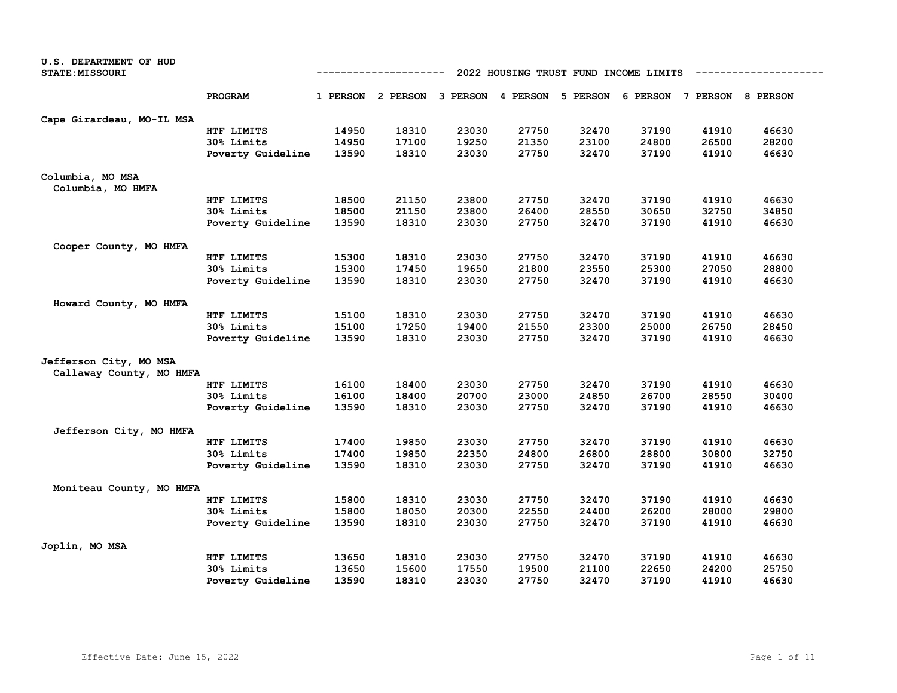U.S. DEPARTMENT OF HUD
STATE:MISSOURI

## 2022 HOUSING TRUST FUND INCOME LIMITS

| | PROGRAM | 1 PERSON | 2 PERSON | 3 PERSON | 4 PERSON | 5 PERSON | 6 PERSON | 7 PERSON | 8 PERSON |
|---|---|---|---|---|---|---|---|---|---|
| **Cape Girardeau, MO-IL MSA** | | | | | | | | | |
| | HTF LIMITS | 14950 | 18310 | 23030 | 27750 | 32470 | 37190 | 41910 | 46630 |
| | 30% Limits | 14950 | 17100 | 19250 | 21350 | 23100 | 24800 | 26500 | 28200 |
| | Poverty Guideline | 13590 | 18310 | 23030 | 27750 | 32470 | 37190 | 41910 | 46630 |
| **Columbia, MO MSA** | | | | | | | | | |
| Columbia, MO HMFA | | | | | | | | | |
| | HTF LIMITS | 18500 | 21150 | 23800 | 27750 | 32470 | 37190 | 41910 | 46630 |
| | 30% Limits | 18500 | 21150 | 23800 | 26400 | 28550 | 30650 | 32750 | 34850 |
| | Poverty Guideline | 13590 | 18310 | 23030 | 27750 | 32470 | 37190 | 41910 | 46630 |
| Cooper County, MO HMFA | | | | | | | | | |
| | HTF LIMITS | 15300 | 18310 | 23030 | 27750 | 32470 | 37190 | 41910 | 46630 |
| | 30% Limits | 15300 | 17450 | 19650 | 21800 | 23550 | 25300 | 27050 | 28800 |
| | Poverty Guideline | 13590 | 18310 | 23030 | 27750 | 32470 | 37190 | 41910 | 46630 |
| Howard County, MO HMFA | | | | | | | | | |
| | HTF LIMITS | 15100 | 18310 | 23030 | 27750 | 32470 | 37190 | 41910 | 46630 |
| | 30% Limits | 15100 | 17250 | 19400 | 21550 | 23300 | 25000 | 26750 | 28450 |
| | Poverty Guideline | 13590 | 18310 | 23030 | 27750 | 32470 | 37190 | 41910 | 46630 |
| **Jefferson City, MO MSA** | | | | | | | | | |
| Callaway County, MO HMFA | | | | | | | | | |
| | HTF LIMITS | 16100 | 18400 | 23030 | 27750 | 32470 | 37190 | 41910 | 46630 |
| | 30% Limits | 16100 | 18400 | 20700 | 23000 | 24850 | 26700 | 28550 | 30400 |
| | Poverty Guideline | 13590 | 18310 | 23030 | 27750 | 32470 | 37190 | 41910 | 46630 |
| Jefferson City, MO HMFA | | | | | | | | | |
| | HTF LIMITS | 17400 | 19850 | 23030 | 27750 | 32470 | 37190 | 41910 | 46630 |
| | 30% Limits | 17400 | 19850 | 22350 | 24800 | 26800 | 28800 | 30800 | 32750 |
| | Poverty Guideline | 13590 | 18310 | 23030 | 27750 | 32470 | 37190 | 41910 | 46630 |
| Moniteau County, MO HMFA | | | | | | | | | |
| | HTF LIMITS | 15800 | 18310 | 23030 | 27750 | 32470 | 37190 | 41910 | 46630 |
| | 30% Limits | 15800 | 18050 | 20300 | 22550 | 24400 | 26200 | 28000 | 29800 |
| | Poverty Guideline | 13590 | 18310 | 23030 | 27750 | 32470 | 37190 | 41910 | 46630 |
| **Joplin, MO MSA** | | | | | | | | | |
| | HTF LIMITS | 13650 | 18310 | 23030 | 27750 | 32470 | 37190 | 41910 | 46630 |
| | 30% Limits | 13650 | 15600 | 17550 | 19500 | 21100 | 22650 | 24200 | 25750 |
| | Poverty Guideline | 13590 | 18310 | 23030 | 27750 | 32470 | 37190 | 41910 | 46630 |

Effective Date: June 15, 2022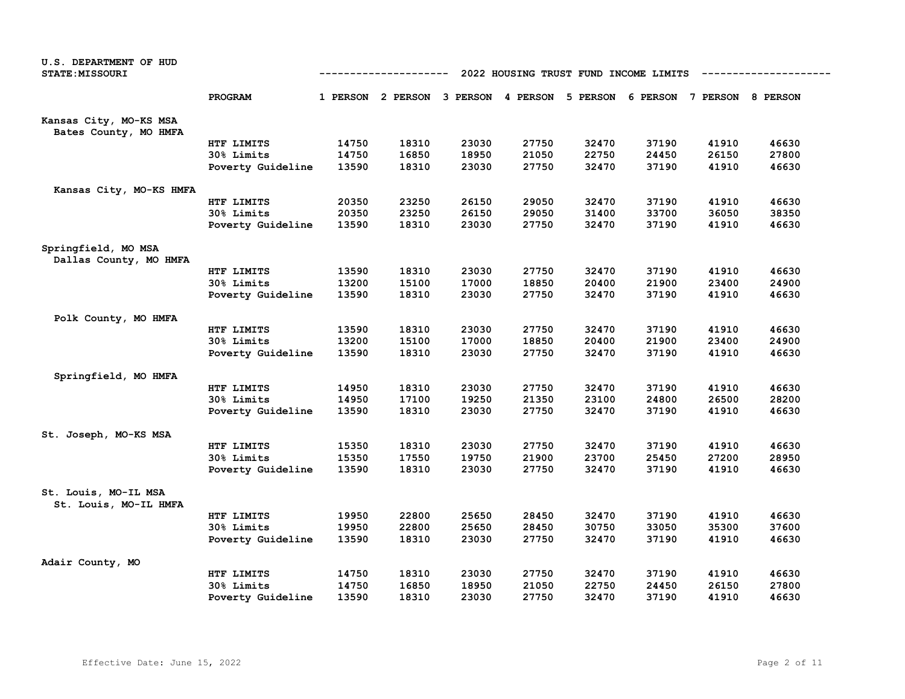U.S. DEPARTMENT OF HUD
STATE:MISSOURI

2022 HOUSING TRUST FUND INCOME LIMITS

| | PROGRAM | 1 PERSON | 2 PERSON | 3 PERSON | 4 PERSON | 5 PERSON | 6 PERSON | 7 PERSON | 8 PERSON |
|---|---|---|---|---|---|---|---|---|---|
| Kansas City, MO-KS MSA | | | | | | | | | |
| Bates County, MO HMFA | | | | | | | | | |
| | HTF LIMITS | 14750 | 18310 | 23030 | 27750 | 32470 | 37190 | 41910 | 46630 |
| | 30% Limits | 14750 | 16850 | 18950 | 21050 | 22750 | 24450 | 26150 | 27800 |
| | Poverty Guideline | 13590 | 18310 | 23030 | 27750 | 32470 | 37190 | 41910 | 46630 |
| Kansas City, MO-KS HMFA | | | | | | | | | |
| | HTF LIMITS | 20350 | 23250 | 26150 | 29050 | 32470 | 37190 | 41910 | 46630 |
| | 30% Limits | 20350 | 23250 | 26150 | 29050 | 31400 | 33700 | 36050 | 38350 |
| | Poverty Guideline | 13590 | 18310 | 23030 | 27750 | 32470 | 37190 | 41910 | 46630 |
| Springfield, MO MSA | | | | | | | | | |
| Dallas County, MO HMFA | | | | | | | | | |
| | HTF LIMITS | 13590 | 18310 | 23030 | 27750 | 32470 | 37190 | 41910 | 46630 |
| | 30% Limits | 13200 | 15100 | 17000 | 18850 | 20400 | 21900 | 23400 | 24900 |
| | Poverty Guideline | 13590 | 18310 | 23030 | 27750 | 32470 | 37190 | 41910 | 46630 |
| Polk County, MO HMFA | | | | | | | | | |
| | HTF LIMITS | 13590 | 18310 | 23030 | 27750 | 32470 | 37190 | 41910 | 46630 |
| | 30% Limits | 13200 | 15100 | 17000 | 18850 | 20400 | 21900 | 23400 | 24900 |
| | Poverty Guideline | 13590 | 18310 | 23030 | 27750 | 32470 | 37190 | 41910 | 46630 |
| Springfield, MO HMFA | | | | | | | | | |
| | HTF LIMITS | 14950 | 18310 | 23030 | 27750 | 32470 | 37190 | 41910 | 46630 |
| | 30% Limits | 14950 | 17100 | 19250 | 21350 | 23100 | 24800 | 26500 | 28200 |
| | Poverty Guideline | 13590 | 18310 | 23030 | 27750 | 32470 | 37190 | 41910 | 46630 |
| St. Joseph, MO-KS MSA | | | | | | | | | |
| | HTF LIMITS | 15350 | 18310 | 23030 | 27750 | 32470 | 37190 | 41910 | 46630 |
| | 30% Limits | 15350 | 17550 | 19750 | 21900 | 23700 | 25450 | 27200 | 28950 |
| | Poverty Guideline | 13590 | 18310 | 23030 | 27750 | 32470 | 37190 | 41910 | 46630 |
| St. Louis, MO-IL MSA | | | | | | | | | |
| St. Louis, MO-IL HMFA | | | | | | | | | |
| | HTF LIMITS | 19950 | 22800 | 25650 | 28450 | 32470 | 37190 | 41910 | 46630 |
| | 30% Limits | 19950 | 22800 | 25650 | 28450 | 30750 | 33050 | 35300 | 37600 |
| | Poverty Guideline | 13590 | 18310 | 23030 | 27750 | 32470 | 37190 | 41910 | 46630 |
| Adair County, MO | | | | | | | | | |
| | HTF LIMITS | 14750 | 18310 | 23030 | 27750 | 32470 | 37190 | 41910 | 46630 |
| | 30% Limits | 14750 | 16850 | 18950 | 21050 | 22750 | 24450 | 26150 | 27800 |
| | Poverty Guideline | 13590 | 18310 | 23030 | 27750 | 32470 | 37190 | 41910 | 46630 |

Effective Date: June 15, 2022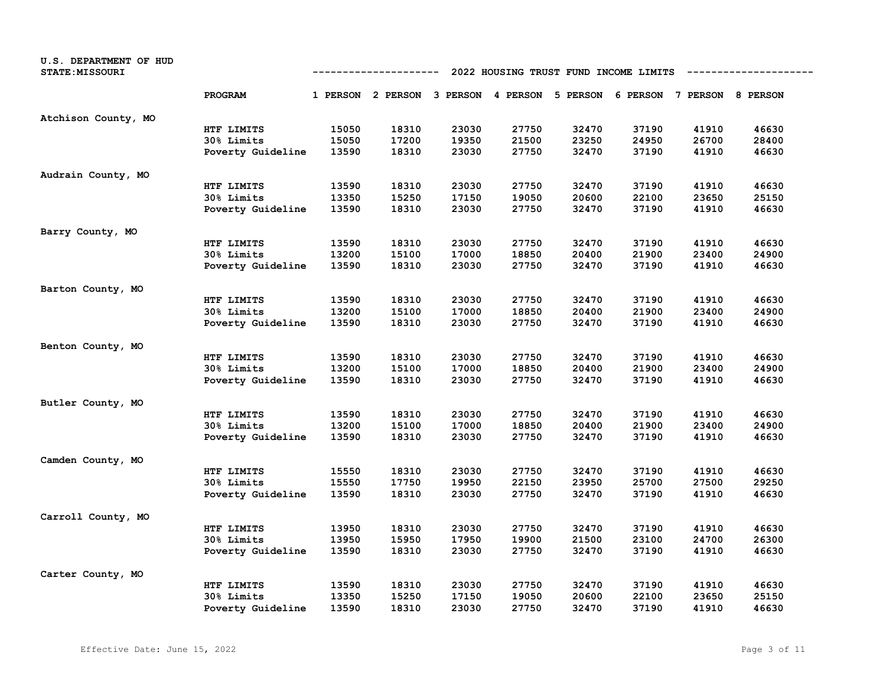U.S. DEPARTMENT OF HUD
STATE:MISSOURI

## 2022 HOUSING TRUST FUND INCOME LIMITS

| | PROGRAM | 1 PERSON | 2 PERSON | 3 PERSON | 4 PERSON | 5 PERSON | 6 PERSON | 7 PERSON | 8 PERSON |
|---|---|---|---|---|---|---|---|---|---|
| Atchison County, MO | | | | | | | | | |
| | HTF LIMITS | 15050 | 18310 | 23030 | 27750 | 32470 | 37190 | 41910 | 46630 |
| | 30% Limits | 15050 | 17200 | 19350 | 21500 | 23250 | 24950 | 26700 | 28400 |
| | Poverty Guideline | 13590 | 18310 | 23030 | 27750 | 32470 | 37190 | 41910 | 46630 |
| Audrain County, MO | | | | | | | | | |
| | HTF LIMITS | 13590 | 18310 | 23030 | 27750 | 32470 | 37190 | 41910 | 46630 |
| | 30% Limits | 13350 | 15250 | 17150 | 19050 | 20600 | 22100 | 23650 | 25150 |
| | Poverty Guideline | 13590 | 18310 | 23030 | 27750 | 32470 | 37190 | 41910 | 46630 |
| Barry County, MO | | | | | | | | | |
| | HTF LIMITS | 13590 | 18310 | 23030 | 27750 | 32470 | 37190 | 41910 | 46630 |
| | 30% Limits | 13200 | 15100 | 17000 | 18850 | 20400 | 21900 | 23400 | 24900 |
| | Poverty Guideline | 13590 | 18310 | 23030 | 27750 | 32470 | 37190 | 41910 | 46630 |
| Barton County, MO | | | | | | | | | |
| | HTF LIMITS | 13590 | 18310 | 23030 | 27750 | 32470 | 37190 | 41910 | 46630 |
| | 30% Limits | 13200 | 15100 | 17000 | 18850 | 20400 | 21900 | 23400 | 24900 |
| | Poverty Guideline | 13590 | 18310 | 23030 | 27750 | 32470 | 37190 | 41910 | 46630 |
| Benton County, MO | | | | | | | | | |
| | HTF LIMITS | 13590 | 18310 | 23030 | 27750 | 32470 | 37190 | 41910 | 46630 |
| | 30% Limits | 13200 | 15100 | 17000 | 18850 | 20400 | 21900 | 23400 | 24900 |
| | Poverty Guideline | 13590 | 18310 | 23030 | 27750 | 32470 | 37190 | 41910 | 46630 |
| Butler County, MO | | | | | | | | | |
| | HTF LIMITS | 13590 | 18310 | 23030 | 27750 | 32470 | 37190 | 41910 | 46630 |
| | 30% Limits | 13200 | 15100 | 17000 | 18850 | 20400 | 21900 | 23400 | 24900 |
| | Poverty Guideline | 13590 | 18310 | 23030 | 27750 | 32470 | 37190 | 41910 | 46630 |
| Camden County, MO | | | | | | | | | |
| | HTF LIMITS | 15550 | 18310 | 23030 | 27750 | 32470 | 37190 | 41910 | 46630 |
| | 30% Limits | 15550 | 17750 | 19950 | 22150 | 23950 | 25700 | 27500 | 29250 |
| | Poverty Guideline | 13590 | 18310 | 23030 | 27750 | 32470 | 37190 | 41910 | 46630 |
| Carroll County, MO | | | | | | | | | |
| | HTF LIMITS | 13950 | 18310 | 23030 | 27750 | 32470 | 37190 | 41910 | 46630 |
| | 30% Limits | 13950 | 15950 | 17950 | 19900 | 21500 | 23100 | 24700 | 26300 |
| | Poverty Guideline | 13590 | 18310 | 23030 | 27750 | 32470 | 37190 | 41910 | 46630 |
| Carter County, MO | | | | | | | | | |
| | HTF LIMITS | 13590 | 18310 | 23030 | 27750 | 32470 | 37190 | 41910 | 46630 |
| | 30% Limits | 13350 | 15250 | 17150 | 19050 | 20600 | 22100 | 23650 | 25150 |
| | Poverty Guideline | 13590 | 18310 | 23030 | 27750 | 32470 | 37190 | 41910 | 46630 |

Effective Date: June 15, 2022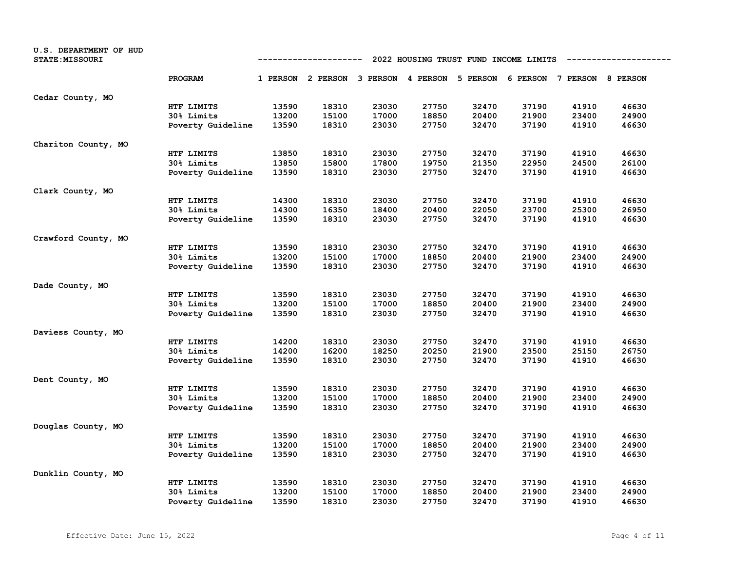U.S. DEPARTMENT OF HUD
STATE:MISSOURI

## 2022 HOUSING TRUST FUND INCOME LIMITS

| | PROGRAM | 1 PERSON | 2 PERSON | 3 PERSON | 4 PERSON | 5 PERSON | 6 PERSON | 7 PERSON | 8 PERSON |
|---|---|---|---|---|---|---|---|---|---|
| Cedar County, MO | | | | | | | | | |
| | HTF LIMITS | 13590 | 18310 | 23030 | 27750 | 32470 | 37190 | 41910 | 46630 |
| | 30% Limits | 13200 | 15100 | 17000 | 18850 | 20400 | 21900 | 23400 | 24900 |
| | Poverty Guideline | 13590 | 18310 | 23030 | 27750 | 32470 | 37190 | 41910 | 46630 |
| Chariton County, MO | | | | | | | | | |
| | HTF LIMITS | 13850 | 18310 | 23030 | 27750 | 32470 | 37190 | 41910 | 46630 |
| | 30% Limits | 13850 | 15800 | 17800 | 19750 | 21350 | 22950 | 24500 | 26100 |
| | Poverty Guideline | 13590 | 18310 | 23030 | 27750 | 32470 | 37190 | 41910 | 46630 |
| Clark County, MO | | | | | | | | | |
| | HTF LIMITS | 14300 | 18310 | 23030 | 27750 | 32470 | 37190 | 41910 | 46630 |
| | 30% Limits | 14300 | 16350 | 18400 | 20400 | 22050 | 23700 | 25300 | 26950 |
| | Poverty Guideline | 13590 | 18310 | 23030 | 27750 | 32470 | 37190 | 41910 | 46630 |
| Crawford County, MO | | | | | | | | | |
| | HTF LIMITS | 13590 | 18310 | 23030 | 27750 | 32470 | 37190 | 41910 | 46630 |
| | 30% Limits | 13200 | 15100 | 17000 | 18850 | 20400 | 21900 | 23400 | 24900 |
| | Poverty Guideline | 13590 | 18310 | 23030 | 27750 | 32470 | 37190 | 41910 | 46630 |
| Dade County, MO | | | | | | | | | |
| | HTF LIMITS | 13590 | 18310 | 23030 | 27750 | 32470 | 37190 | 41910 | 46630 |
| | 30% Limits | 13200 | 15100 | 17000 | 18850 | 20400 | 21900 | 23400 | 24900 |
| | Poverty Guideline | 13590 | 18310 | 23030 | 27750 | 32470 | 37190 | 41910 | 46630 |
| Daviess County, MO | | | | | | | | | |
| | HTF LIMITS | 14200 | 18310 | 23030 | 27750 | 32470 | 37190 | 41910 | 46630 |
| | 30% Limits | 14200 | 16200 | 18250 | 20250 | 21900 | 23500 | 25150 | 26750 |
| | Poverty Guideline | 13590 | 18310 | 23030 | 27750 | 32470 | 37190 | 41910 | 46630 |
| Dent County, MO | | | | | | | | | |
| | HTF LIMITS | 13590 | 18310 | 23030 | 27750 | 32470 | 37190 | 41910 | 46630 |
| | 30% Limits | 13200 | 15100 | 17000 | 18850 | 20400 | 21900 | 23400 | 24900 |
| | Poverty Guideline | 13590 | 18310 | 23030 | 27750 | 32470 | 37190 | 41910 | 46630 |
| Douglas County, MO | | | | | | | | | |
| | HTF LIMITS | 13590 | 18310 | 23030 | 27750 | 32470 | 37190 | 41910 | 46630 |
| | 30% Limits | 13200 | 15100 | 17000 | 18850 | 20400 | 21900 | 23400 | 24900 |
| | Poverty Guideline | 13590 | 18310 | 23030 | 27750 | 32470 | 37190 | 41910 | 46630 |
| Dunklin County, MO | | | | | | | | | |
| | HTF LIMITS | 13590 | 18310 | 23030 | 27750 | 32470 | 37190 | 41910 | 46630 |
| | 30% Limits | 13200 | 15100 | 17000 | 18850 | 20400 | 21900 | 23400 | 24900 |
| | Poverty Guideline | 13590 | 18310 | 23030 | 27750 | 32470 | 37190 | 41910 | 46630 |

Effective Date: June 15, 2022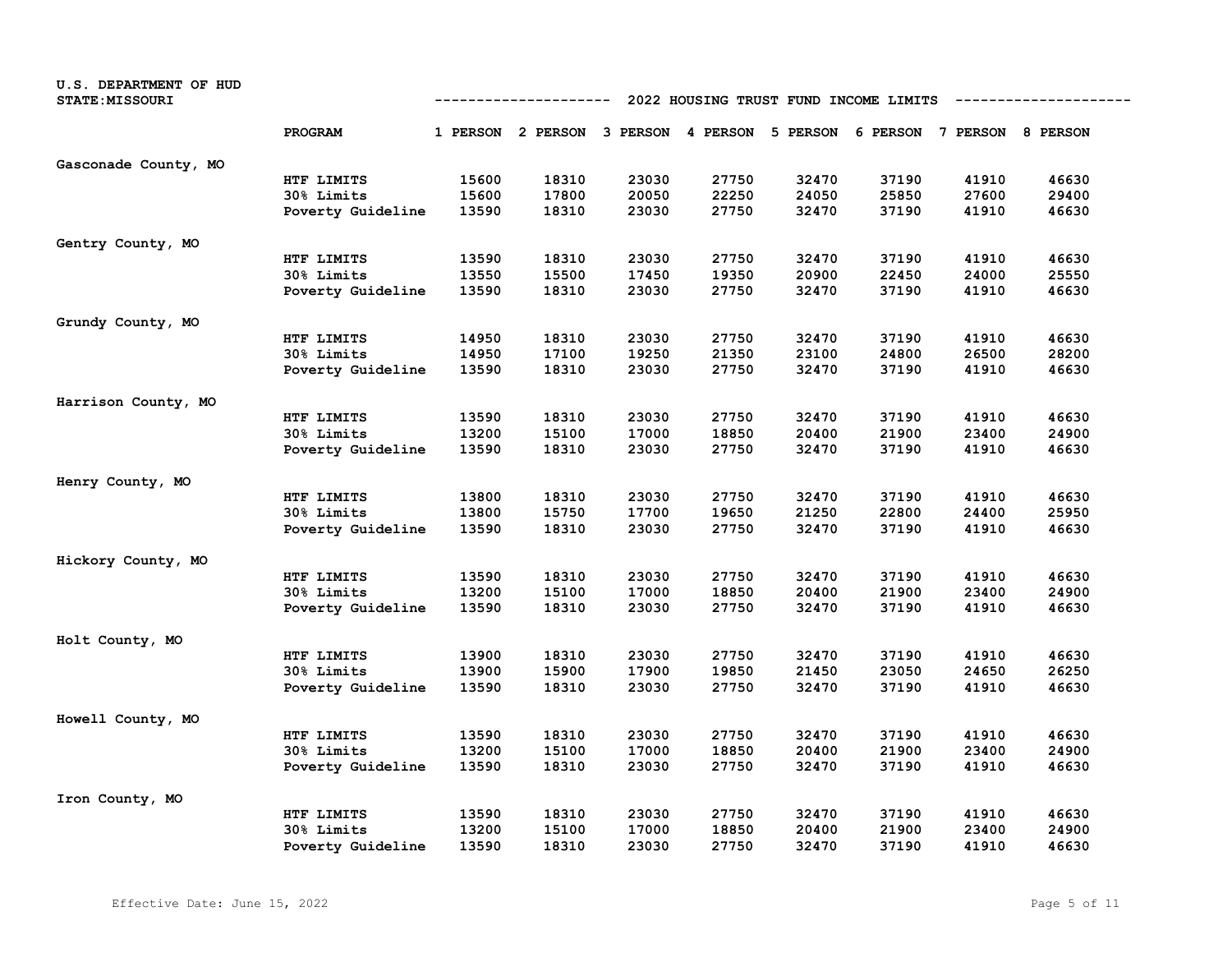U.S. DEPARTMENT OF HUD
STATE:MISSOURI

## 2022 HOUSING TRUST FUND INCOME LIMITS

| | PROGRAM | 1 PERSON | 2 PERSON | 3 PERSON | 4 PERSON | 5 PERSON | 6 PERSON | 7 PERSON | 8 PERSON |
|---|---|---|---|---|---|---|---|---|---|
| Gasconade County, MO | | | | | | | | | |
| | HTF LIMITS | 15600 | 18310 | 23030 | 27750 | 32470 | 37190 | 41910 | 46630 |
| | 30% Limits | 15600 | 17800 | 20050 | 22250 | 24050 | 25850 | 27600 | 29400 |
| | Poverty Guideline | 13590 | 18310 | 23030 | 27750 | 32470 | 37190 | 41910 | 46630 |
| Gentry County, MO | | | | | | | | | |
| | HTF LIMITS | 13590 | 18310 | 23030 | 27750 | 32470 | 37190 | 41910 | 46630 |
| | 30% Limits | 13550 | 15500 | 17450 | 19350 | 20900 | 22450 | 24000 | 25550 |
| | Poverty Guideline | 13590 | 18310 | 23030 | 27750 | 32470 | 37190 | 41910 | 46630 |
| Grundy County, MO | | | | | | | | | |
| | HTF LIMITS | 14950 | 18310 | 23030 | 27750 | 32470 | 37190 | 41910 | 46630 |
| | 30% Limits | 14950 | 17100 | 19250 | 21350 | 23100 | 24800 | 26500 | 28200 |
| | Poverty Guideline | 13590 | 18310 | 23030 | 27750 | 32470 | 37190 | 41910 | 46630 |
| Harrison County, MO | | | | | | | | | |
| | HTF LIMITS | 13590 | 18310 | 23030 | 27750 | 32470 | 37190 | 41910 | 46630 |
| | 30% Limits | 13200 | 15100 | 17000 | 18850 | 20400 | 21900 | 23400 | 24900 |
| | Poverty Guideline | 13590 | 18310 | 23030 | 27750 | 32470 | 37190 | 41910 | 46630 |
| Henry County, MO | | | | | | | | | |
| | HTF LIMITS | 13800 | 18310 | 23030 | 27750 | 32470 | 37190 | 41910 | 46630 |
| | 30% Limits | 13800 | 15750 | 17700 | 19650 | 21250 | 22800 | 24400 | 25950 |
| | Poverty Guideline | 13590 | 18310 | 23030 | 27750 | 32470 | 37190 | 41910 | 46630 |
| Hickory County, MO | | | | | | | | | |
| | HTF LIMITS | 13590 | 18310 | 23030 | 27750 | 32470 | 37190 | 41910 | 46630 |
| | 30% Limits | 13200 | 15100 | 17000 | 18850 | 20400 | 21900 | 23400 | 24900 |
| | Poverty Guideline | 13590 | 18310 | 23030 | 27750 | 32470 | 37190 | 41910 | 46630 |
| Holt County, MO | | | | | | | | | |
| | HTF LIMITS | 13900 | 18310 | 23030 | 27750 | 32470 | 37190 | 41910 | 46630 |
| | 30% Limits | 13900 | 15900 | 17900 | 19850 | 21450 | 23050 | 24650 | 26250 |
| | Poverty Guideline | 13590 | 18310 | 23030 | 27750 | 32470 | 37190 | 41910 | 46630 |
| Howell County, MO | | | | | | | | | |
| | HTF LIMITS | 13590 | 18310 | 23030 | 27750 | 32470 | 37190 | 41910 | 46630 |
| | 30% Limits | 13200 | 15100 | 17000 | 18850 | 20400 | 21900 | 23400 | 24900 |
| | Poverty Guideline | 13590 | 18310 | 23030 | 27750 | 32470 | 37190 | 41910 | 46630 |
| Iron County, MO | | | | | | | | | |
| | HTF LIMITS | 13590 | 18310 | 23030 | 27750 | 32470 | 37190 | 41910 | 46630 |
| | 30% Limits | 13200 | 15100 | 17000 | 18850 | 20400 | 21900 | 23400 | 24900 |
| | Poverty Guideline | 13590 | 18310 | 23030 | 27750 | 32470 | 37190 | 41910 | 46630 |

Effective Date: June 15, 2022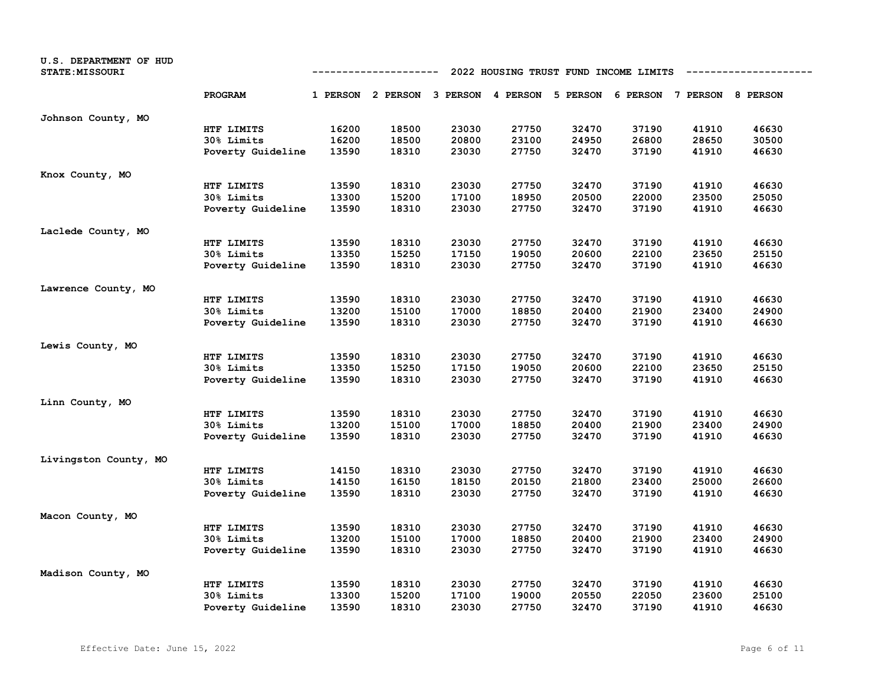U.S. DEPARTMENT OF HUD
STATE:MISSOURI

## 2022 HOUSING TRUST FUND INCOME LIMITS

| | PROGRAM | 1 PERSON | 2 PERSON | 3 PERSON | 4 PERSON | 5 PERSON | 6 PERSON | 7 PERSON | 8 PERSON |
|---|---|---|---|---|---|---|---|---|---|
| Johnson County, MO | | | | | | | | | |
| | HTF LIMITS | 16200 | 18500 | 23030 | 27750 | 32470 | 37190 | 41910 | 46630 |
| | 30% Limits | 16200 | 18500 | 20800 | 23100 | 24950 | 26800 | 28650 | 30500 |
| | Poverty Guideline | 13590 | 18310 | 23030 | 27750 | 32470 | 37190 | 41910 | 46630 |
| Knox County, MO | | | | | | | | | |
| | HTF LIMITS | 13590 | 18310 | 23030 | 27750 | 32470 | 37190 | 41910 | 46630 |
| | 30% Limits | 13300 | 15200 | 17100 | 18950 | 20500 | 22000 | 23500 | 25050 |
| | Poverty Guideline | 13590 | 18310 | 23030 | 27750 | 32470 | 37190 | 41910 | 46630 |
| Laclede County, MO | | | | | | | | | |
| | HTF LIMITS | 13590 | 18310 | 23030 | 27750 | 32470 | 37190 | 41910 | 46630 |
| | 30% Limits | 13350 | 15250 | 17150 | 19050 | 20600 | 22100 | 23650 | 25150 |
| | Poverty Guideline | 13590 | 18310 | 23030 | 27750 | 32470 | 37190 | 41910 | 46630 |
| Lawrence County, MO | | | | | | | | | |
| | HTF LIMITS | 13590 | 18310 | 23030 | 27750 | 32470 | 37190 | 41910 | 46630 |
| | 30% Limits | 13200 | 15100 | 17000 | 18850 | 20400 | 21900 | 23400 | 24900 |
| | Poverty Guideline | 13590 | 18310 | 23030 | 27750 | 32470 | 37190 | 41910 | 46630 |
| Lewis County, MO | | | | | | | | | |
| | HTF LIMITS | 13590 | 18310 | 23030 | 27750 | 32470 | 37190 | 41910 | 46630 |
| | 30% Limits | 13350 | 15250 | 17150 | 19050 | 20600 | 22100 | 23650 | 25150 |
| | Poverty Guideline | 13590 | 18310 | 23030 | 27750 | 32470 | 37190 | 41910 | 46630 |
| Linn County, MO | | | | | | | | | |
| | HTF LIMITS | 13590 | 18310 | 23030 | 27750 | 32470 | 37190 | 41910 | 46630 |
| | 30% Limits | 13200 | 15100 | 17000 | 18850 | 20400 | 21900 | 23400 | 24900 |
| | Poverty Guideline | 13590 | 18310 | 23030 | 27750 | 32470 | 37190 | 41910 | 46630 |
| Livingston County, MO | | | | | | | | | |
| | HTF LIMITS | 14150 | 18310 | 23030 | 27750 | 32470 | 37190 | 41910 | 46630 |
| | 30% Limits | 14150 | 16150 | 18150 | 20150 | 21800 | 23400 | 25000 | 26600 |
| | Poverty Guideline | 13590 | 18310 | 23030 | 27750 | 32470 | 37190 | 41910 | 46630 |
| Macon County, MO | | | | | | | | | |
| | HTF LIMITS | 13590 | 18310 | 23030 | 27750 | 32470 | 37190 | 41910 | 46630 |
| | 30% Limits | 13200 | 15100 | 17000 | 18850 | 20400 | 21900 | 23400 | 24900 |
| | Poverty Guideline | 13590 | 18310 | 23030 | 27750 | 32470 | 37190 | 41910 | 46630 |
| Madison County, MO | | | | | | | | | |
| | HTF LIMITS | 13590 | 18310 | 23030 | 27750 | 32470 | 37190 | 41910 | 46630 |
| | 30% Limits | 13300 | 15200 | 17100 | 19000 | 20550 | 22050 | 23600 | 25100 |
| | Poverty Guideline | 13590 | 18310 | 23030 | 27750 | 32470 | 37190 | 41910 | 46630 |

Effective Date: June 15, 2022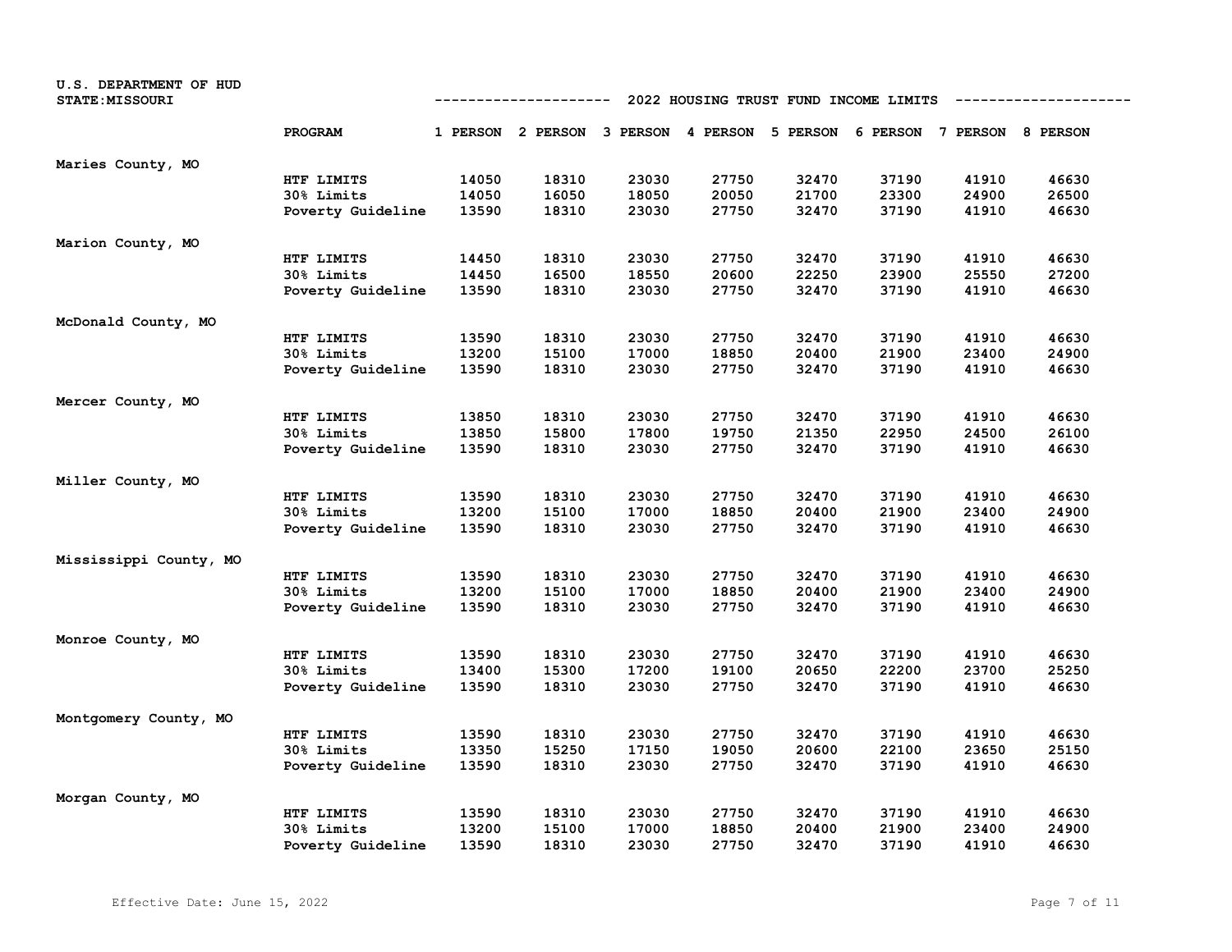U.S. DEPARTMENT OF HUD
STATE:MISSOURI

## 2022 HOUSING TRUST FUND INCOME LIMITS

| | PROGRAM | 1 PERSON | 2 PERSON | 3 PERSON | 4 PERSON | 5 PERSON | 6 PERSON | 7 PERSON | 8 PERSON |
|---|---|---|---|---|---|---|---|---|---|
| Maries County, MO | | | | | | | | | |
| | HTF LIMITS | 14050 | 18310 | 23030 | 27750 | 32470 | 37190 | 41910 | 46630 |
| | 30% Limits | 14050 | 16050 | 18050 | 20050 | 21700 | 23300 | 24900 | 26500 |
| | Poverty Guideline | 13590 | 18310 | 23030 | 27750 | 32470 | 37190 | 41910 | 46630 |
| Marion County, MO | | | | | | | | | |
| | HTF LIMITS | 14450 | 18310 | 23030 | 27750 | 32470 | 37190 | 41910 | 46630 |
| | 30% Limits | 14450 | 16500 | 18550 | 20600 | 22250 | 23900 | 25550 | 27200 |
| | Poverty Guideline | 13590 | 18310 | 23030 | 27750 | 32470 | 37190 | 41910 | 46630 |
| McDonald County, MO | | | | | | | | | |
| | HTF LIMITS | 13590 | 18310 | 23030 | 27750 | 32470 | 37190 | 41910 | 46630 |
| | 30% Limits | 13200 | 15100 | 17000 | 18850 | 20400 | 21900 | 23400 | 24900 |
| | Poverty Guideline | 13590 | 18310 | 23030 | 27750 | 32470 | 37190 | 41910 | 46630 |
| Mercer County, MO | | | | | | | | | |
| | HTF LIMITS | 13850 | 18310 | 23030 | 27750 | 32470 | 37190 | 41910 | 46630 |
| | 30% Limits | 13850 | 15800 | 17800 | 19750 | 21350 | 22950 | 24500 | 26100 |
| | Poverty Guideline | 13590 | 18310 | 23030 | 27750 | 32470 | 37190 | 41910 | 46630 |
| Miller County, MO | | | | | | | | | |
| | HTF LIMITS | 13590 | 18310 | 23030 | 27750 | 32470 | 37190 | 41910 | 46630 |
| | 30% Limits | 13200 | 15100 | 17000 | 18850 | 20400 | 21900 | 23400 | 24900 |
| | Poverty Guideline | 13590 | 18310 | 23030 | 27750 | 32470 | 37190 | 41910 | 46630 |
| Mississippi County, MO | | | | | | | | | |
| | HTF LIMITS | 13590 | 18310 | 23030 | 27750 | 32470 | 37190 | 41910 | 46630 |
| | 30% Limits | 13200 | 15100 | 17000 | 18850 | 20400 | 21900 | 23400 | 24900 |
| | Poverty Guideline | 13590 | 18310 | 23030 | 27750 | 32470 | 37190 | 41910 | 46630 |
| Monroe County, MO | | | | | | | | | |
| | HTF LIMITS | 13590 | 18310 | 23030 | 27750 | 32470 | 37190 | 41910 | 46630 |
| | 30% Limits | 13400 | 15300 | 17200 | 19100 | 20650 | 22200 | 23700 | 25250 |
| | Poverty Guideline | 13590 | 18310 | 23030 | 27750 | 32470 | 37190 | 41910 | 46630 |
| Montgomery County, MO | | | | | | | | | |
| | HTF LIMITS | 13590 | 18310 | 23030 | 27750 | 32470 | 37190 | 41910 | 46630 |
| | 30% Limits | 13350 | 15250 | 17150 | 19050 | 20600 | 22100 | 23650 | 25150 |
| | Poverty Guideline | 13590 | 18310 | 23030 | 27750 | 32470 | 37190 | 41910 | 46630 |
| Morgan County, MO | | | | | | | | | |
| | HTF LIMITS | 13590 | 18310 | 23030 | 27750 | 32470 | 37190 | 41910 | 46630 |
| | 30% Limits | 13200 | 15100 | 17000 | 18850 | 20400 | 21900 | 23400 | 24900 |
| | Poverty Guideline | 13590 | 18310 | 23030 | 27750 | 32470 | 37190 | 41910 | 46630 |

Effective Date: June 15, 2022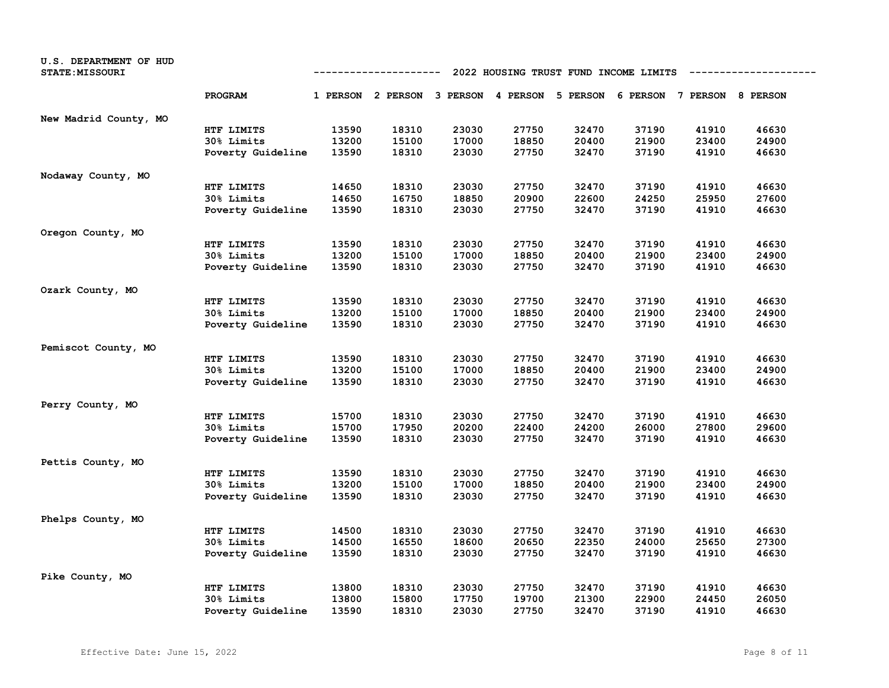U.S. DEPARTMENT OF HUD
STATE:MISSOURI

## 2022 HOUSING TRUST FUND INCOME LIMITS

| | PROGRAM | 1 PERSON | 2 PERSON | 3 PERSON | 4 PERSON | 5 PERSON | 6 PERSON | 7 PERSON | 8 PERSON |
|---|---|---|---|---|---|---|---|---|---|
| New Madrid County, MO | | | | | | | | | |
| | HTF LIMITS | 13590 | 18310 | 23030 | 27750 | 32470 | 37190 | 41910 | 46630 |
| | 30% Limits | 13200 | 15100 | 17000 | 18850 | 20400 | 21900 | 23400 | 24900 |
| | Poverty Guideline | 13590 | 18310 | 23030 | 27750 | 32470 | 37190 | 41910 | 46630 |
| Nodaway County, MO | | | | | | | | | |
| | HTF LIMITS | 14650 | 18310 | 23030 | 27750 | 32470 | 37190 | 41910 | 46630 |
| | 30% Limits | 14650 | 16750 | 18850 | 20900 | 22600 | 24250 | 25950 | 27600 |
| | Poverty Guideline | 13590 | 18310 | 23030 | 27750 | 32470 | 37190 | 41910 | 46630 |
| Oregon County, MO | | | | | | | | | |
| | HTF LIMITS | 13590 | 18310 | 23030 | 27750 | 32470 | 37190 | 41910 | 46630 |
| | 30% Limits | 13200 | 15100 | 17000 | 18850 | 20400 | 21900 | 23400 | 24900 |
| | Poverty Guideline | 13590 | 18310 | 23030 | 27750 | 32470 | 37190 | 41910 | 46630 |
| Ozark County, MO | | | | | | | | | |
| | HTF LIMITS | 13590 | 18310 | 23030 | 27750 | 32470 | 37190 | 41910 | 46630 |
| | 30% Limits | 13200 | 15100 | 17000 | 18850 | 20400 | 21900 | 23400 | 24900 |
| | Poverty Guideline | 13590 | 18310 | 23030 | 27750 | 32470 | 37190 | 41910 | 46630 |
| Pemiscot County, MO | | | | | | | | | |
| | HTF LIMITS | 13590 | 18310 | 23030 | 27750 | 32470 | 37190 | 41910 | 46630 |
| | 30% Limits | 13200 | 15100 | 17000 | 18850 | 20400 | 21900 | 23400 | 24900 |
| | Poverty Guideline | 13590 | 18310 | 23030 | 27750 | 32470 | 37190 | 41910 | 46630 |
| Perry County, MO | | | | | | | | | |
| | HTF LIMITS | 15700 | 18310 | 23030 | 27750 | 32470 | 37190 | 41910 | 46630 |
| | 30% Limits | 15700 | 17950 | 20200 | 22400 | 24200 | 26000 | 27800 | 29600 |
| | Poverty Guideline | 13590 | 18310 | 23030 | 27750 | 32470 | 37190 | 41910 | 46630 |
| Pettis County, MO | | | | | | | | | |
| | HTF LIMITS | 13590 | 18310 | 23030 | 27750 | 32470 | 37190 | 41910 | 46630 |
| | 30% Limits | 13200 | 15100 | 17000 | 18850 | 20400 | 21900 | 23400 | 24900 |
| | Poverty Guideline | 13590 | 18310 | 23030 | 27750 | 32470 | 37190 | 41910 | 46630 |
| Phelps County, MO | | | | | | | | | |
| | HTF LIMITS | 14500 | 18310 | 23030 | 27750 | 32470 | 37190 | 41910 | 46630 |
| | 30% Limits | 14500 | 16550 | 18600 | 20650 | 22350 | 24000 | 25650 | 27300 |
| | Poverty Guideline | 13590 | 18310 | 23030 | 27750 | 32470 | 37190 | 41910 | 46630 |
| Pike County, MO | | | | | | | | | |
| | HTF LIMITS | 13800 | 18310 | 23030 | 27750 | 32470 | 37190 | 41910 | 46630 |
| | 30% Limits | 13800 | 15800 | 17750 | 19700 | 21300 | 22900 | 24450 | 26050 |
| | Poverty Guideline | 13590 | 18310 | 23030 | 27750 | 32470 | 37190 | 41910 | 46630 |

Effective Date: June 15, 2022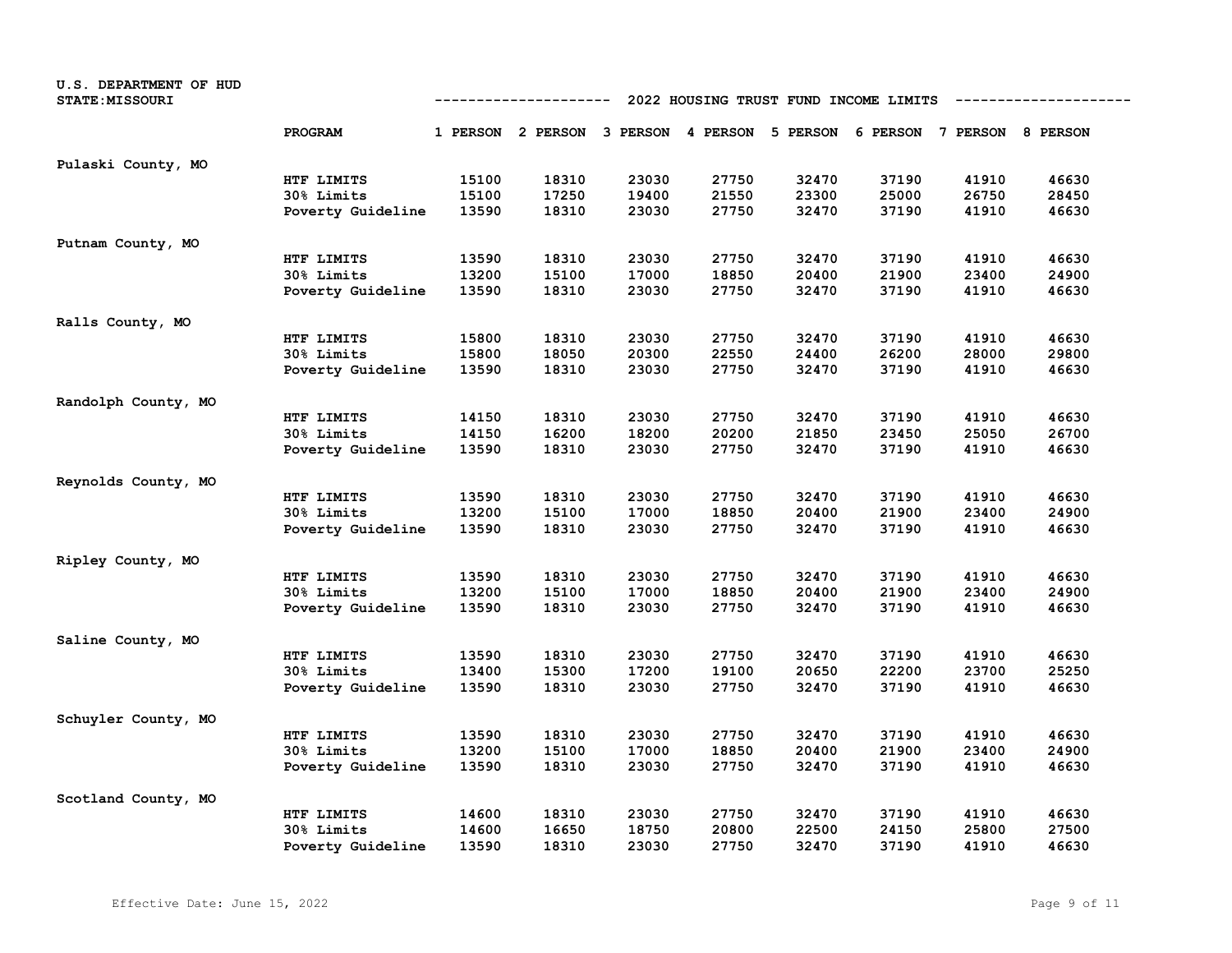U.S. DEPARTMENT OF HUD
STATE:MISSOURI

## 2022 HOUSING TRUST FUND INCOME LIMITS

| | PROGRAM | 1 PERSON | 2 PERSON | 3 PERSON | 4 PERSON | 5 PERSON | 6 PERSON | 7 PERSON | 8 PERSON |
|---|---|---|---|---|---|---|---|---|---|
| Pulaski County, MO | | | | | | | | | |
| | HTF LIMITS | 15100 | 18310 | 23030 | 27750 | 32470 | 37190 | 41910 | 46630 |
| | 30% Limits | 15100 | 17250 | 19400 | 21550 | 23300 | 25000 | 26750 | 28450 |
| | Poverty Guideline | 13590 | 18310 | 23030 | 27750 | 32470 | 37190 | 41910 | 46630 |
| Putnam County, MO | | | | | | | | | |
| | HTF LIMITS | 13590 | 18310 | 23030 | 27750 | 32470 | 37190 | 41910 | 46630 |
| | 30% Limits | 13200 | 15100 | 17000 | 18850 | 20400 | 21900 | 23400 | 24900 |
| | Poverty Guideline | 13590 | 18310 | 23030 | 27750 | 32470 | 37190 | 41910 | 46630 |
| Ralls County, MO | | | | | | | | | |
| | HTF LIMITS | 15800 | 18310 | 23030 | 27750 | 32470 | 37190 | 41910 | 46630 |
| | 30% Limits | 15800 | 18050 | 20300 | 22550 | 24400 | 26200 | 28000 | 29800 |
| | Poverty Guideline | 13590 | 18310 | 23030 | 27750 | 32470 | 37190 | 41910 | 46630 |
| Randolph County, MO | | | | | | | | | |
| | HTF LIMITS | 14150 | 18310 | 23030 | 27750 | 32470 | 37190 | 41910 | 46630 |
| | 30% Limits | 14150 | 16200 | 18200 | 20200 | 21850 | 23450 | 25050 | 26700 |
| | Poverty Guideline | 13590 | 18310 | 23030 | 27750 | 32470 | 37190 | 41910 | 46630 |
| Reynolds County, MO | | | | | | | | | |
| | HTF LIMITS | 13590 | 18310 | 23030 | 27750 | 32470 | 37190 | 41910 | 46630 |
| | 30% Limits | 13200 | 15100 | 17000 | 18850 | 20400 | 21900 | 23400 | 24900 |
| | Poverty Guideline | 13590 | 18310 | 23030 | 27750 | 32470 | 37190 | 41910 | 46630 |
| Ripley County, MO | | | | | | | | | |
| | HTF LIMITS | 13590 | 18310 | 23030 | 27750 | 32470 | 37190 | 41910 | 46630 |
| | 30% Limits | 13200 | 15100 | 17000 | 18850 | 20400 | 21900 | 23400 | 24900 |
| | Poverty Guideline | 13590 | 18310 | 23030 | 27750 | 32470 | 37190 | 41910 | 46630 |
| Saline County, MO | | | | | | | | | |
| | HTF LIMITS | 13590 | 18310 | 23030 | 27750 | 32470 | 37190 | 41910 | 46630 |
| | 30% Limits | 13400 | 15300 | 17200 | 19100 | 20650 | 22200 | 23700 | 25250 |
| | Poverty Guideline | 13590 | 18310 | 23030 | 27750 | 32470 | 37190 | 41910 | 46630 |
| Schuyler County, MO | | | | | | | | | |
| | HTF LIMITS | 13590 | 18310 | 23030 | 27750 | 32470 | 37190 | 41910 | 46630 |
| | 30% Limits | 13200 | 15100 | 17000 | 18850 | 20400 | 21900 | 23400 | 24900 |
| | Poverty Guideline | 13590 | 18310 | 23030 | 27750 | 32470 | 37190 | 41910 | 46630 |
| Scotland County, MO | | | | | | | | | |
| | HTF LIMITS | 14600 | 18310 | 23030 | 27750 | 32470 | 37190 | 41910 | 46630 |
| | 30% Limits | 14600 | 16650 | 18750 | 20800 | 22500 | 24150 | 25800 | 27500 |
| | Poverty Guideline | 13590 | 18310 | 23030 | 27750 | 32470 | 37190 | 41910 | 46630 |

Effective Date: June 15, 2022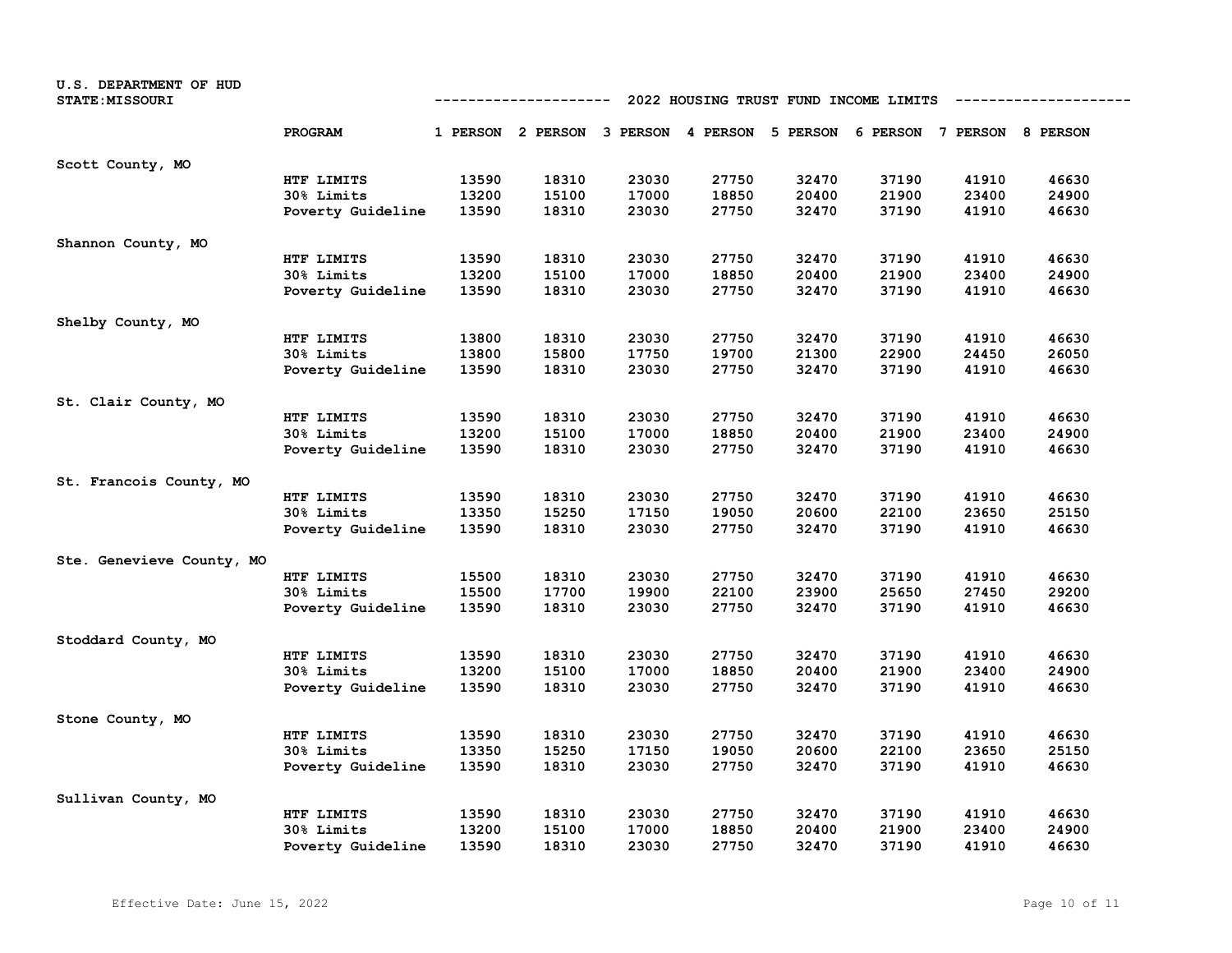U.S. DEPARTMENT OF HUD
STATE:MISSOURI

## 2022 HOUSING TRUST FUND INCOME LIMITS

| | PROGRAM | 1 PERSON | 2 PERSON | 3 PERSON | 4 PERSON | 5 PERSON | 6 PERSON | 7 PERSON | 8 PERSON |
|---|---|---|---|---|---|---|---|---|---|
| Scott County, MO | | | | | | | | | |
| | HTF LIMITS | 13590 | 18310 | 23030 | 27750 | 32470 | 37190 | 41910 | 46630 |
| | 30% Limits | 13200 | 15100 | 17000 | 18850 | 20400 | 21900 | 23400 | 24900 |
| | Poverty Guideline | 13590 | 18310 | 23030 | 27750 | 32470 | 37190 | 41910 | 46630 |
| Shannon County, MO | | | | | | | | | |
| | HTF LIMITS | 13590 | 18310 | 23030 | 27750 | 32470 | 37190 | 41910 | 46630 |
| | 30% Limits | 13200 | 15100 | 17000 | 18850 | 20400 | 21900 | 23400 | 24900 |
| | Poverty Guideline | 13590 | 18310 | 23030 | 27750 | 32470 | 37190 | 41910 | 46630 |
| Shelby County, MO | | | | | | | | | |
| | HTF LIMITS | 13800 | 18310 | 23030 | 27750 | 32470 | 37190 | 41910 | 46630 |
| | 30% Limits | 13800 | 15800 | 17750 | 19700 | 21300 | 22900 | 24450 | 26050 |
| | Poverty Guideline | 13590 | 18310 | 23030 | 27750 | 32470 | 37190 | 41910 | 46630 |
| St. Clair County, MO | | | | | | | | | |
| | HTF LIMITS | 13590 | 18310 | 23030 | 27750 | 32470 | 37190 | 41910 | 46630 |
| | 30% Limits | 13200 | 15100 | 17000 | 18850 | 20400 | 21900 | 23400 | 24900 |
| | Poverty Guideline | 13590 | 18310 | 23030 | 27750 | 32470 | 37190 | 41910 | 46630 |
| St. Francois County, MO | | | | | | | | | |
| | HTF LIMITS | 13590 | 18310 | 23030 | 27750 | 32470 | 37190 | 41910 | 46630 |
| | 30% Limits | 13350 | 15250 | 17150 | 19050 | 20600 | 22100 | 23650 | 25150 |
| | Poverty Guideline | 13590 | 18310 | 23030 | 27750 | 32470 | 37190 | 41910 | 46630 |
| Ste. Genevieve County, MO | | | | | | | | | |
| | HTF LIMITS | 15500 | 18310 | 23030 | 27750 | 32470 | 37190 | 41910 | 46630 |
| | 30% Limits | 15500 | 17700 | 19900 | 22100 | 23900 | 25650 | 27450 | 29200 |
| | Poverty Guideline | 13590 | 18310 | 23030 | 27750 | 32470 | 37190 | 41910 | 46630 |
| Stoddard County, MO | | | | | | | | | |
| | HTF LIMITS | 13590 | 18310 | 23030 | 27750 | 32470 | 37190 | 41910 | 46630 |
| | 30% Limits | 13200 | 15100 | 17000 | 18850 | 20400 | 21900 | 23400 | 24900 |
| | Poverty Guideline | 13590 | 18310 | 23030 | 27750 | 32470 | 37190 | 41910 | 46630 |
| Stone County, MO | | | | | | | | | |
| | HTF LIMITS | 13590 | 18310 | 23030 | 27750 | 32470 | 37190 | 41910 | 46630 |
| | 30% Limits | 13350 | 15250 | 17150 | 19050 | 20600 | 22100 | 23650 | 25150 |
| | Poverty Guideline | 13590 | 18310 | 23030 | 27750 | 32470 | 37190 | 41910 | 46630 |
| Sullivan County, MO | | | | | | | | | |
| | HTF LIMITS | 13590 | 18310 | 23030 | 27750 | 32470 | 37190 | 41910 | 46630 |
| | 30% Limits | 13200 | 15100 | 17000 | 18850 | 20400 | 21900 | 23400 | 24900 |
| | Poverty Guideline | 13590 | 18310 | 23030 | 27750 | 32470 | 37190 | 41910 | 46630 |

Effective Date: June 15, 2022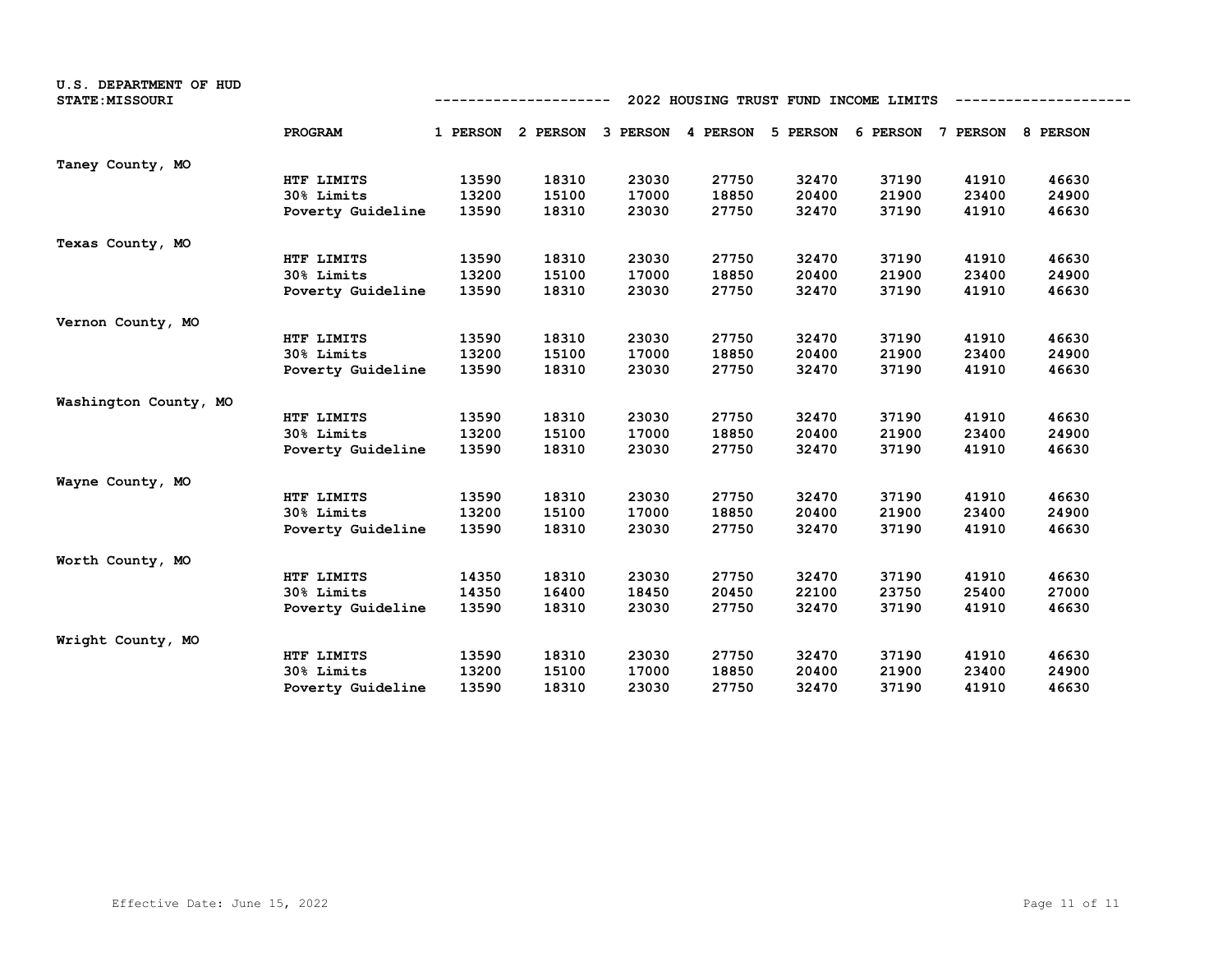U.S. DEPARTMENT OF HUD
STATE:MISSOURI

## 2022 HOUSING TRUST FUND INCOME LIMITS

| | PROGRAM | 1 PERSON | 2 PERSON | 3 PERSON | 4 PERSON | 5 PERSON | 6 PERSON | 7 PERSON | 8 PERSON |
|---|---|---|---|---|---|---|---|---|---|
| Taney County, MO | | | | | | | | | |
| | HTF LIMITS | 13590 | 18310 | 23030 | 27750 | 32470 | 37190 | 41910 | 46630 |
| | 30% Limits | 13200 | 15100 | 17000 | 18850 | 20400 | 21900 | 23400 | 24900 |
| | Poverty Guideline | 13590 | 18310 | 23030 | 27750 | 32470 | 37190 | 41910 | 46630 |
| Texas County, MO | | | | | | | | | |
| | HTF LIMITS | 13590 | 18310 | 23030 | 27750 | 32470 | 37190 | 41910 | 46630 |
| | 30% Limits | 13200 | 15100 | 17000 | 18850 | 20400 | 21900 | 23400 | 24900 |
| | Poverty Guideline | 13590 | 18310 | 23030 | 27750 | 32470 | 37190 | 41910 | 46630 |
| Vernon County, MO | | | | | | | | | |
| | HTF LIMITS | 13590 | 18310 | 23030 | 27750 | 32470 | 37190 | 41910 | 46630 |
| | 30% Limits | 13200 | 15100 | 17000 | 18850 | 20400 | 21900 | 23400 | 24900 |
| | Poverty Guideline | 13590 | 18310 | 23030 | 27750 | 32470 | 37190 | 41910 | 46630 |
| Washington County, MO | | | | | | | | | |
| | HTF LIMITS | 13590 | 18310 | 23030 | 27750 | 32470 | 37190 | 41910 | 46630 |
| | 30% Limits | 13200 | 15100 | 17000 | 18850 | 20400 | 21900 | 23400 | 24900 |
| | Poverty Guideline | 13590 | 18310 | 23030 | 27750 | 32470 | 37190 | 41910 | 46630 |
| Wayne County, MO | | | | | | | | | |
| | HTF LIMITS | 13590 | 18310 | 23030 | 27750 | 32470 | 37190 | 41910 | 46630 |
| | 30% Limits | 13200 | 15100 | 17000 | 18850 | 20400 | 21900 | 23400 | 24900 |
| | Poverty Guideline | 13590 | 18310 | 23030 | 27750 | 32470 | 37190 | 41910 | 46630 |
| Worth County, MO | | | | | | | | | |
| | HTF LIMITS | 14350 | 18310 | 23030 | 27750 | 32470 | 37190 | 41910 | 46630 |
| | 30% Limits | 14350 | 16400 | 18450 | 20450 | 22100 | 23750 | 25400 | 27000 |
| | Poverty Guideline | 13590 | 18310 | 23030 | 27750 | 32470 | 37190 | 41910 | 46630 |
| Wright County, MO | | | | | | | | | |
| | HTF LIMITS | 13590 | 18310 | 23030 | 27750 | 32470 | 37190 | 41910 | 46630 |
| | 30% Limits | 13200 | 15100 | 17000 | 18850 | 20400 | 21900 | 23400 | 24900 |
| | Poverty Guideline | 13590 | 18310 | 23030 | 27750 | 32470 | 37190 | 41910 | 46630 |

Effective Date: June 15, 2022